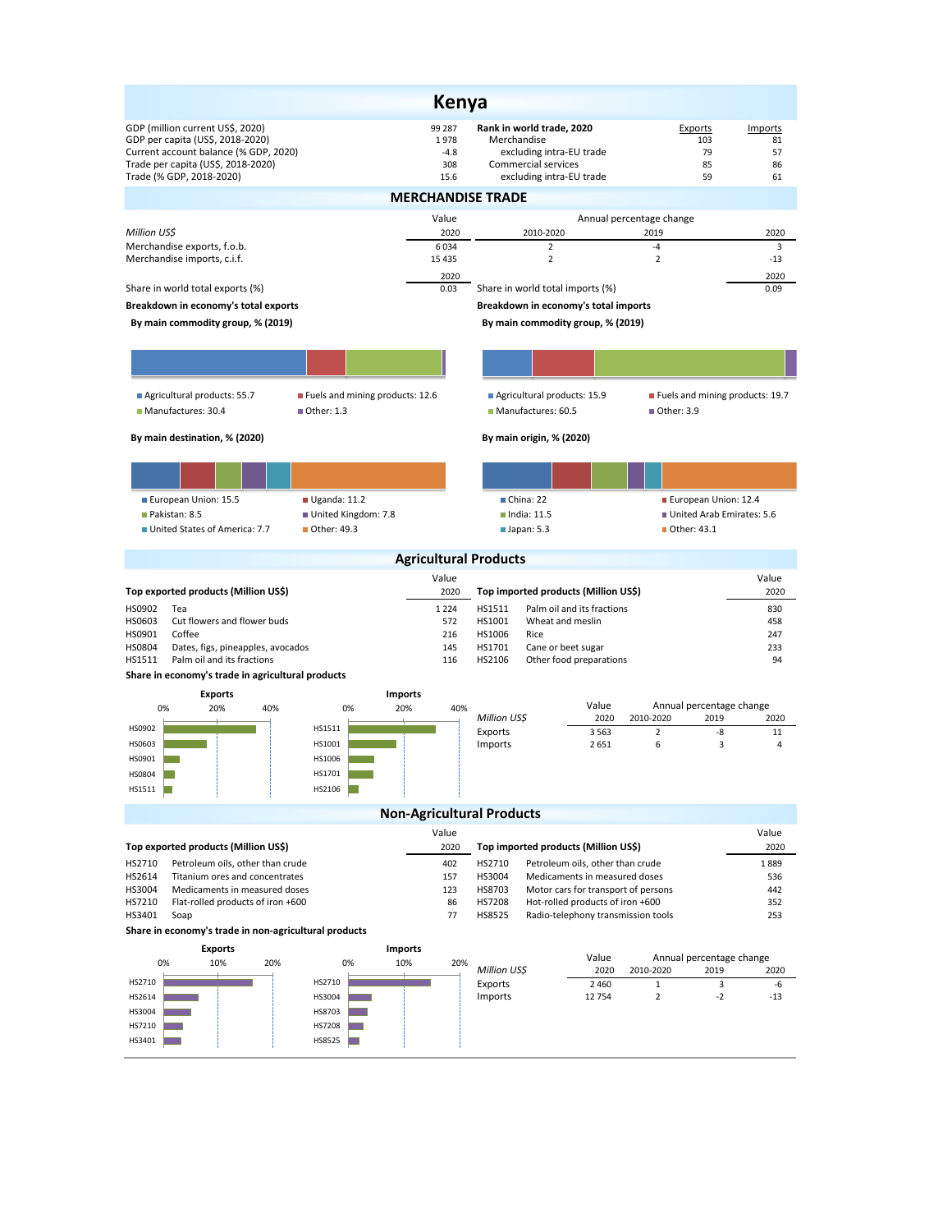# Kenya

| | | Rank in world trade, 2020 | Exports | Imports |
|---|---|---|---|---|
| GDP (million current US$, 2020) | 99 287 | Merchandise | 103 | 81 |
| GDP per capita (US$, 2018-2020) | 1 978 | excluding intra-EU trade | 79 | 57 |
| Current account balance (% GDP, 2020) | -4.8 | Commercial services | 85 | 86 |
| Trade per capita (US$, 2018-2020) | 308 | excluding intra-EU trade | 59 | 61 |
| Trade (% GDP, 2018-2020) | 15.6 | | | |

## MERCHANDISE TRADE

| *Million US$* | Value 2020 | Annual percentage change 2010-2020 | 2019 | 2020 |
|---|---|---|---|---|
| Merchandise exports, f.o.b. | 6 034 | 2 | -4 | 3 |
| Merchandise imports, c.i.f. | 15 435 | 2 | 2 | -13 |

| | 2020 | | 2020 |
|---|---|---|---|
| Share in world total exports (%) | 0.03 | Share in world total imports (%) | 0.09 |

**Breakdown in economy's total exports**

**By main commodity group, % (2019)**

- Agricultural products: 55.7
- Fuels and mining products: 12.6
- Manufactures: 30.4
- Other: 1.3

**By main destination, % (2020)**

- European Union: 15.5
- Uganda: 11.2
- Pakistan: 8.5
- United Kingdom: 7.8
- United States of America: 7.7
- Other: 49.3

**Breakdown in economy's total imports**

**By main commodity group, % (2019)**

- Agricultural products: 15.9
- Fuels and mining products: 19.7
- Manufactures: 60.5
- Other: 3.9

**By main origin, % (2020)**

- China: 22
- European Union: 12.4
- India: 11.5
- United Arab Emirates: 5.6
- Japan: 5.3
- Other: 43.1

## Agricultural Products

| Top exported products (Million US$) | | Value 2020 |
|---|---|---|
| HS0902 | Tea | 1 224 |
| HS0603 | Cut flowers and flower buds | 572 |
| HS0901 | Coffee | 216 |
| HS0804 | Dates, figs, pineapples, avocados | 145 |
| HS1511 | Palm oil and its fractions | 116 |

| Top imported products (Million US$) | | Value 2020 |
|---|---|---|
| HS1511 | Palm oil and its fractions | 830 |
| HS1001 | Wheat and meslin | 458 |
| HS1006 | Rice | 247 |
| HS1701 | Cane or beet sugar | 233 |
| HS2106 | Other food preparations | 94 |

**Share in economy's trade in agricultural products**

| *Million US$* | Value 2020 | Annual percentage change 2010-2020 | 2019 | 2020 |
|---|---|---|---|---|
| Exports | 3 563 | 2 | -8 | 11 |
| Imports | 2 651 | 6 | 3 | 4 |

## Non-Agricultural Products

| Top exported products (Million US$) | | Value 2020 |
|---|---|---|
| HS2710 | Petroleum oils, other than crude | 402 |
| HS2614 | Titanium ores and concentrates | 157 |
| HS3004 | Medicaments in measured doses | 123 |
| HS7210 | Flat-rolled products of iron +600 | 86 |
| HS3401 | Soap | 77 |

| Top imported products (Million US$) | | Value 2020 |
|---|---|---|
| HS2710 | Petroleum oils, other than crude | 1 889 |
| HS3004 | Medicaments in measured doses | 536 |
| HS8703 | Motor cars for transport of persons | 442 |
| HS7208 | Hot-rolled products of iron +600 | 352 |
| HS8525 | Radio-telephony transmission tools | 253 |

**Share in economy's trade in non-agricultural products**

| *Million US$* | Value 2020 | Annual percentage change 2010-2020 | 2019 | 2020 |
|---|---|---|---|---|
| Exports | 2 460 | 1 | 3 | -6 |
| Imports | 12 754 | 2 | -2 | -13 |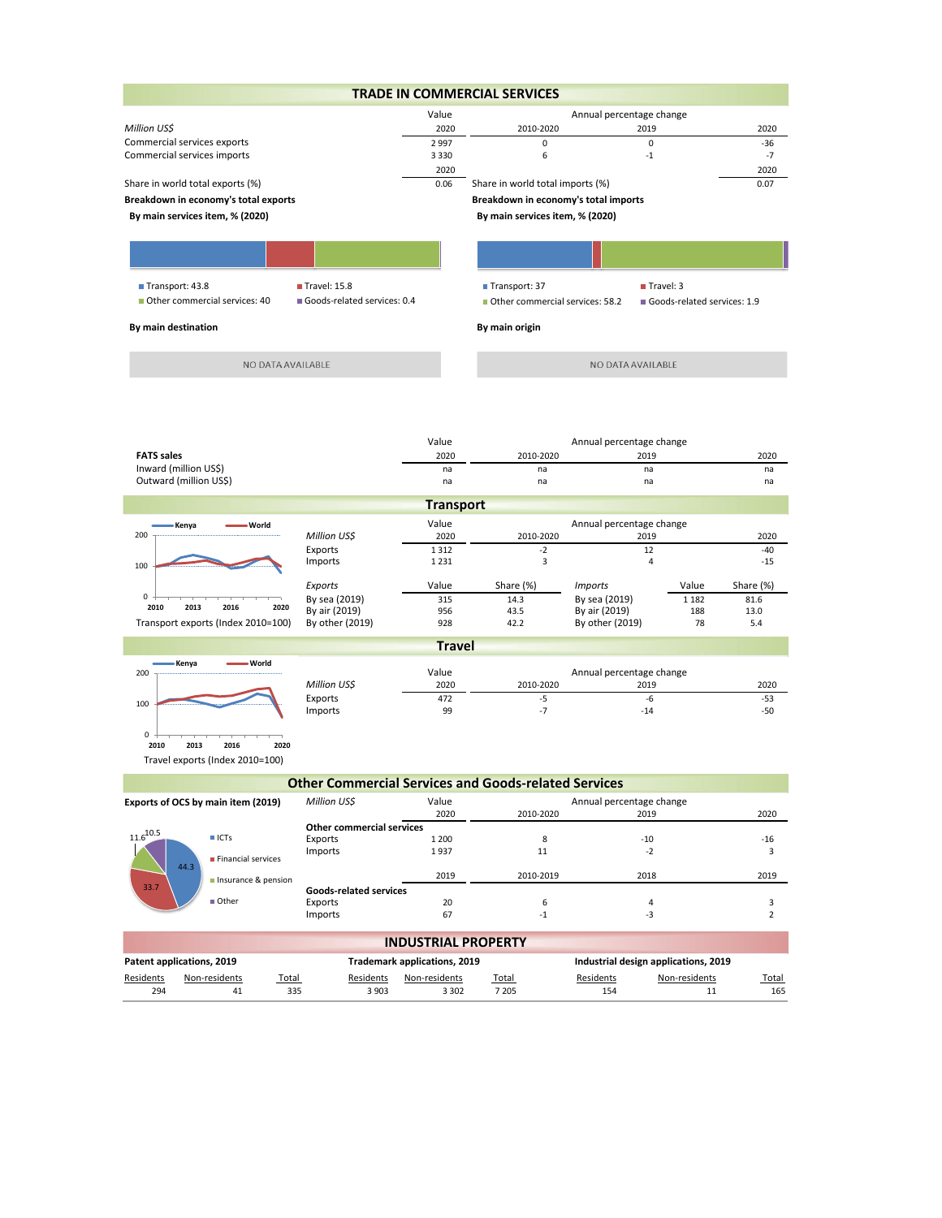## TRADE IN COMMERCIAL SERVICES

| Million US$ | Value 2020 | Annual percentage change 2010-2020 | 2019 | 2020 |
|---|---|---|---|---|
| Commercial services exports | 2 997 | 0 | 0 | -36 |
| Commercial services imports | 3 330 | 6 | -1 | -7 |

| | 2020 | | 2020 |
|---|---|---|---|
| Share in world total exports (%) | 0.06 | Share in world total imports (%) | 0.07 |

**Breakdown in economy's total exports**

**By main services item, % (2020)**

Transport: 43.8
Travel: 15.8
Other commercial services: 40
Goods-related services: 0.4

**Breakdown in economy's total imports**

**By main services item, % (2020)**

Transport: 37
Travel: 3
Other commercial services: 58.2
Goods-related services: 1.9

**By main destination**

NO DATA AVAILABLE

**By main origin**

NO DATA AVAILABLE

| FATS sales | Value 2020 | Annual percentage change 2010-2020 | 2019 | 2020 |
|---|---|---|---|---|
| Inward (million US$) | na | na | na | na |
| Outward (million US$) | na | na | na | na |

## Transport

Kenya
World
200
100
0
2010 2013 2016 2020
Transport exports (Index 2010=100)

| Million US$ | Value 2020 | Annual percentage change 2010-2020 | 2019 | 2020 |
|---|---|---|---|---|
| Exports | 1 312 | -2 | 12 | -40 |
| Imports | 1 231 | 3 | 4 | -15 |

| Exports | Value | Share (%) | Imports | Value | Share (%) |
|---|---|---|---|---|---|
| By sea (2019) | 315 | 14.3 | By sea (2019) | 1 182 | 81.6 |
| By air (2019) | 956 | 43.5 | By air (2019) | 188 | 13.0 |
| By other (2019) | 928 | 42.2 | By other (2019) | 78 | 5.4 |

## Travel

Kenya
World
200
100
0
2010 2013 2016 2020
Travel exports (Index 2010=100)

| Million US$ | Value 2020 | Annual percentage change 2010-2020 | 2019 | 2020 |
|---|---|---|---|---|
| Exports | 472 | -5 | -6 | -53 |
| Imports | 99 | -7 | -14 | -50 |

## Other Commercial Services and Goods-related Services

**Exports of OCS by main item (2019)**

ICTs
Financial services
Insurance & pension
Other
44.3
33.7
11.6
10.5

| Million US$ | Value | Annual percentage change | | |
|---|---|---|---|---|
| | 2020 | 2010-2020 | 2019 | 2020 |
| **Other commercial services** | | | | |
| Exports | 1 200 | 8 | -10 | -16 |
| Imports | 1 937 | 11 | -2 | 3 |
| | 2019 | 2010-2019 | 2018 | 2019 |
| **Goods-related services** | | | | |
| Exports | 20 | 6 | 4 | 3 |
| Imports | 67 | -1 | -3 | 2 |

## INDUSTRIAL PROPERTY

| Patent applications, 2019 | | | Trademark applications, 2019 | | | Industrial design applications, 2019 | | |
|---|---|---|---|---|---|---|---|---|
| Residents | Non-residents | Total | Residents | Non-residents | Total | Residents | Non-residents | Total |
| 294 | 41 | 335 | 3 903 | 3 302 | 7 205 | 154 | 11 | 165 |